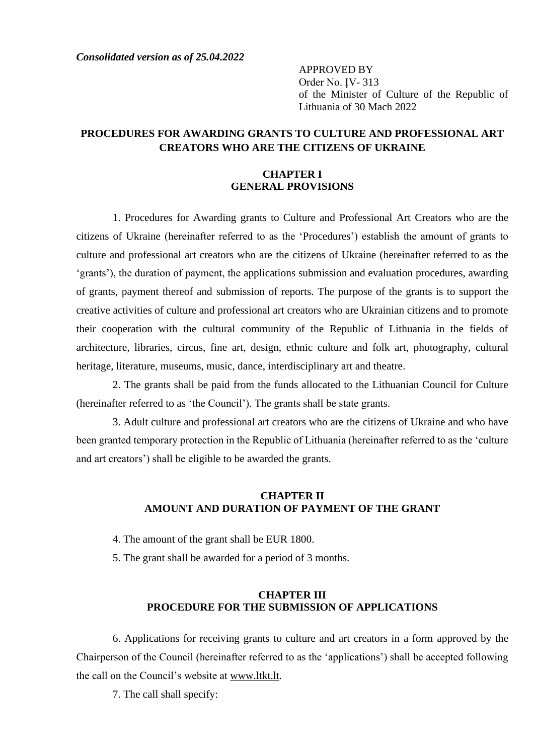***Consolidated version as of 25.04.2022***

APPROVED BY
Order No. ĮV- 313
of the Minister of Culture of the Republic of Lithuania of 30 Mach 2022

# PROCEDURES FOR AWARDING GRANTS TO CULTURE AND PROFESSIONAL ART CREATORS WHO ARE THE CITIZENS OF UKRAINE

## CHAPTER I
## GENERAL PROVISIONS

1. Procedures for Awarding grants to Culture and Professional Art Creators who are the citizens of Ukraine (hereinafter referred to as the 'Procedures') establish the amount of grants to culture and professional art creators who are the citizens of Ukraine (hereinafter referred to as the 'grants'), the duration of payment, the applications submission and evaluation procedures, awarding of grants, payment thereof and submission of reports. The purpose of the grants is to support the creative activities of culture and professional art creators who are Ukrainian citizens and to promote their cooperation with the cultural community of the Republic of Lithuania in the fields of architecture, libraries, circus, fine art, design, ethnic culture and folk art, photography, cultural heritage, literature, museums, music, dance, interdisciplinary art and theatre.

2. The grants shall be paid from the funds allocated to the Lithuanian Council for Culture (hereinafter referred to as 'the Council'). The grants shall be state grants.

3. Adult culture and professional art creators who are the citizens of Ukraine and who have been granted temporary protection in the Republic of Lithuania (hereinafter referred to as the 'culture and art creators') shall be eligible to be awarded the grants.

## CHAPTER II
## AMOUNT AND DURATION OF PAYMENT OF THE GRANT

4. The amount of the grant shall be EUR 1800.

5. The grant shall be awarded for a period of 3 months.

## CHAPTER III
## PROCEDURE FOR THE SUBMISSION OF APPLICATIONS

6. Applications for receiving grants to culture and art creators in a form approved by the Chairperson of the Council (hereinafter referred to as the 'applications') shall be accepted following the call on the Council's website at www.ltkt.lt.

7. The call shall specify: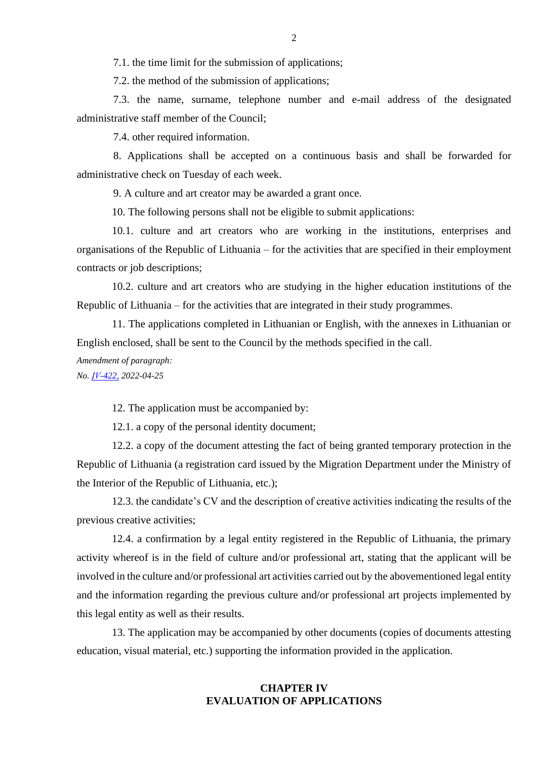7.1. the time limit for the submission of applications;

7.2. the method of the submission of applications;

7.3. the name, surname, telephone number and e-mail address of the designated administrative staff member of the Council;

7.4. other required information.

8. Applications shall be accepted on a continuous basis and shall be forwarded for administrative check on Tuesday of each week.

9. A culture and art creator may be awarded a grant once.

10. The following persons shall not be eligible to submit applications:

10.1. culture and art creators who are working in the institutions, enterprises and organisations of the Republic of Lithuania – for the activities that are specified in their employment contracts or job descriptions;

10.2. culture and art creators who are studying in the higher education institutions of the Republic of Lithuania – for the activities that are integrated in their study programmes.

11. The applications completed in Lithuanian or English, with the annexes in Lithuanian or English enclosed, shall be sent to the Council by the methods specified in the call.

*Amendment of paragraph:*
*No. IV-422, 2022-04-25*

12. The application must be accompanied by:

12.1. a copy of the personal identity document;

12.2. a copy of the document attesting the fact of being granted temporary protection in the Republic of Lithuania (a registration card issued by the Migration Department under the Ministry of the Interior of the Republic of Lithuania, etc.);

12.3. the candidate's CV and the description of creative activities indicating the results of the previous creative activities;

12.4. a confirmation by a legal entity registered in the Republic of Lithuania, the primary activity whereof is in the field of culture and/or professional art, stating that the applicant will be involved in the culture and/or professional art activities carried out by the abovementioned legal entity and the information regarding the previous culture and/or professional art projects implemented by this legal entity as well as their results.

13. The application may be accompanied by other documents (copies of documents attesting education, visual material, etc.) supporting the information provided in the application.

## CHAPTER IV
## EVALUATION OF APPLICATIONS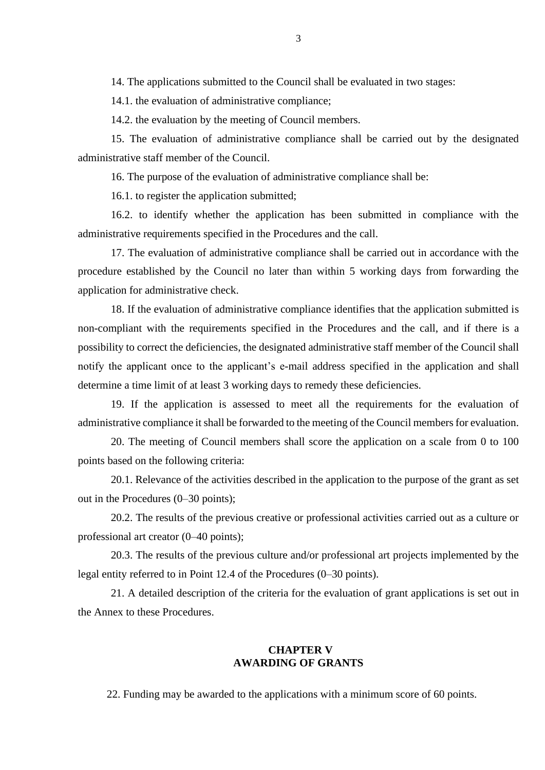14. The applications submitted to the Council shall be evaluated in two stages:

14.1. the evaluation of administrative compliance;

14.2. the evaluation by the meeting of Council members.

15. The evaluation of administrative compliance shall be carried out by the designated administrative staff member of the Council.

16. The purpose of the evaluation of administrative compliance shall be:

16.1. to register the application submitted;

16.2. to identify whether the application has been submitted in compliance with the administrative requirements specified in the Procedures and the call.

17. The evaluation of administrative compliance shall be carried out in accordance with the procedure established by the Council no later than within 5 working days from forwarding the application for administrative check.

18. If the evaluation of administrative compliance identifies that the application submitted is non-compliant with the requirements specified in the Procedures and the call, and if there is a possibility to correct the deficiencies, the designated administrative staff member of the Council shall notify the applicant once to the applicant's e-mail address specified in the application and shall determine a time limit of at least 3 working days to remedy these deficiencies.

19. If the application is assessed to meet all the requirements for the evaluation of administrative compliance it shall be forwarded to the meeting of the Council members for evaluation.

20. The meeting of Council members shall score the application on a scale from 0 to 100 points based on the following criteria:

20.1. Relevance of the activities described in the application to the purpose of the grant as set out in the Procedures (0–30 points);

20.2. The results of the previous creative or professional activities carried out as a culture or professional art creator (0–40 points);

20.3. The results of the previous culture and/or professional art projects implemented by the legal entity referred to in Point 12.4 of the Procedures (0–30 points).

21. A detailed description of the criteria for the evaluation of grant applications is set out in the Annex to these Procedures.

## CHAPTER V
## AWARDING OF GRANTS

22. Funding may be awarded to the applications with a minimum score of 60 points.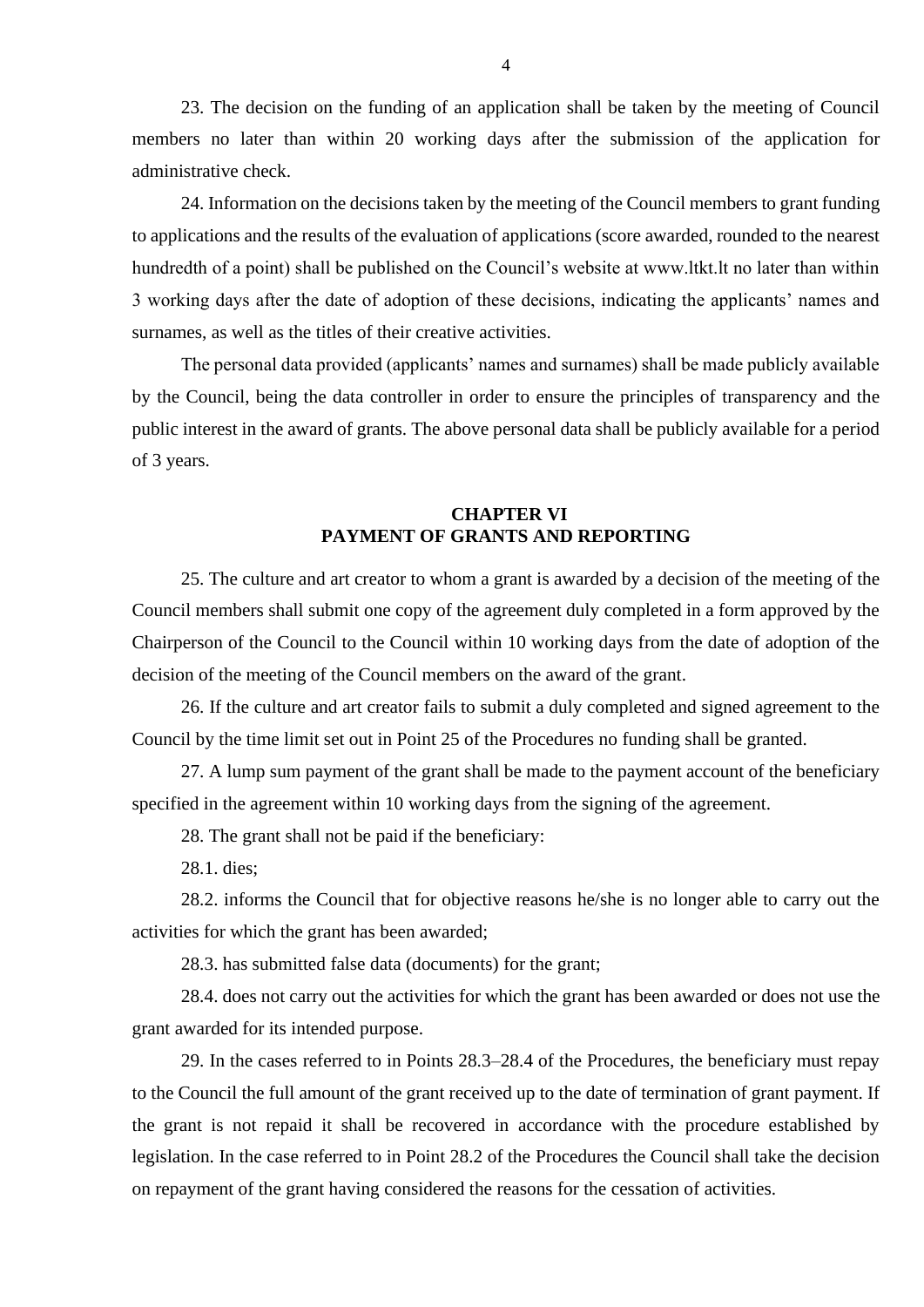23. The decision on the funding of an application shall be taken by the meeting of Council members no later than within 20 working days after the submission of the application for administrative check.

24. Information on the decisions taken by the meeting of the Council members to grant funding to applications and the results of the evaluation of applications (score awarded, rounded to the nearest hundredth of a point) shall be published on the Council's website at www.ltkt.lt no later than within 3 working days after the date of adoption of these decisions, indicating the applicants' names and surnames, as well as the titles of their creative activities.

The personal data provided (applicants' names and surnames) shall be made publicly available by the Council, being the data controller in order to ensure the principles of transparency and the public interest in the award of grants. The above personal data shall be publicly available for a period of 3 years.

## CHAPTER VI
## PAYMENT OF GRANTS AND REPORTING

25. The culture and art creator to whom a grant is awarded by a decision of the meeting of the Council members shall submit one copy of the agreement duly completed in a form approved by the Chairperson of the Council to the Council within 10 working days from the date of adoption of the decision of the meeting of the Council members on the award of the grant.

26. If the culture and art creator fails to submit a duly completed and signed agreement to the Council by the time limit set out in Point 25 of the Procedures no funding shall be granted.

27. A lump sum payment of the grant shall be made to the payment account of the beneficiary specified in the agreement within 10 working days from the signing of the agreement.

28. The grant shall not be paid if the beneficiary:

28.1. dies;

28.2. informs the Council that for objective reasons he/she is no longer able to carry out the activities for which the grant has been awarded;

28.3. has submitted false data (documents) for the grant;

28.4. does not carry out the activities for which the grant has been awarded or does not use the grant awarded for its intended purpose.

29. In the cases referred to in Points 28.3–28.4 of the Procedures, the beneficiary must repay to the Council the full amount of the grant received up to the date of termination of grant payment. If the grant is not repaid it shall be recovered in accordance with the procedure established by legislation. In the case referred to in Point 28.2 of the Procedures the Council shall take the decision on repayment of the grant having considered the reasons for the cessation of activities.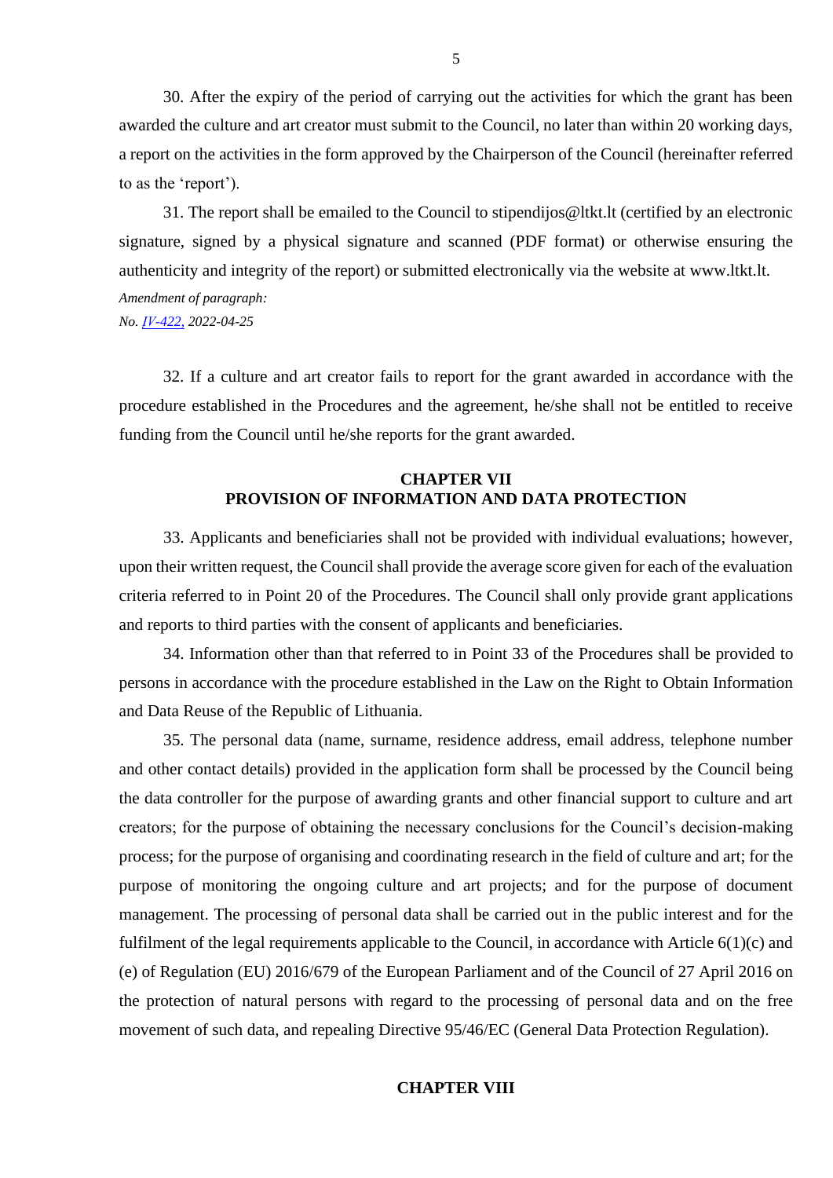30. After the expiry of the period of carrying out the activities for which the grant has been awarded the culture and art creator must submit to the Council, no later than within 20 working days, a report on the activities in the form approved by the Chairperson of the Council (hereinafter referred to as the 'report').

31. The report shall be emailed to the Council to stipendijos@ltkt.lt (certified by an electronic signature, signed by a physical signature and scanned (PDF format) or otherwise ensuring the authenticity and integrity of the report) or submitted electronically via the website at www.ltkt.lt.

*Amendment of paragraph:*
*No. IV-422, 2022-04-25*

32. If a culture and art creator fails to report for the grant awarded in accordance with the procedure established in the Procedures and the agreement, he/she shall not be entitled to receive funding from the Council until he/she reports for the grant awarded.

## CHAPTER VII
## PROVISION OF INFORMATION AND DATA PROTECTION

33. Applicants and beneficiaries shall not be provided with individual evaluations; however, upon their written request, the Council shall provide the average score given for each of the evaluation criteria referred to in Point 20 of the Procedures. The Council shall only provide grant applications and reports to third parties with the consent of applicants and beneficiaries.

34. Information other than that referred to in Point 33 of the Procedures shall be provided to persons in accordance with the procedure established in the Law on the Right to Obtain Information and Data Reuse of the Republic of Lithuania.

35. The personal data (name, surname, residence address, email address, telephone number and other contact details) provided in the application form shall be processed by the Council being the data controller for the purpose of awarding grants and other financial support to culture and art creators; for the purpose of obtaining the necessary conclusions for the Council's decision-making process; for the purpose of organising and coordinating research in the field of culture and art; for the purpose of monitoring the ongoing culture and art projects; and for the purpose of document management. The processing of personal data shall be carried out in the public interest and for the fulfilment of the legal requirements applicable to the Council, in accordance with Article 6(1)(c) and (e) of Regulation (EU) 2016/679 of the European Parliament and of the Council of 27 April 2016 on the protection of natural persons with regard to the processing of personal data and on the free movement of such data, and repealing Directive 95/46/EC (General Data Protection Regulation).

## CHAPTER VIII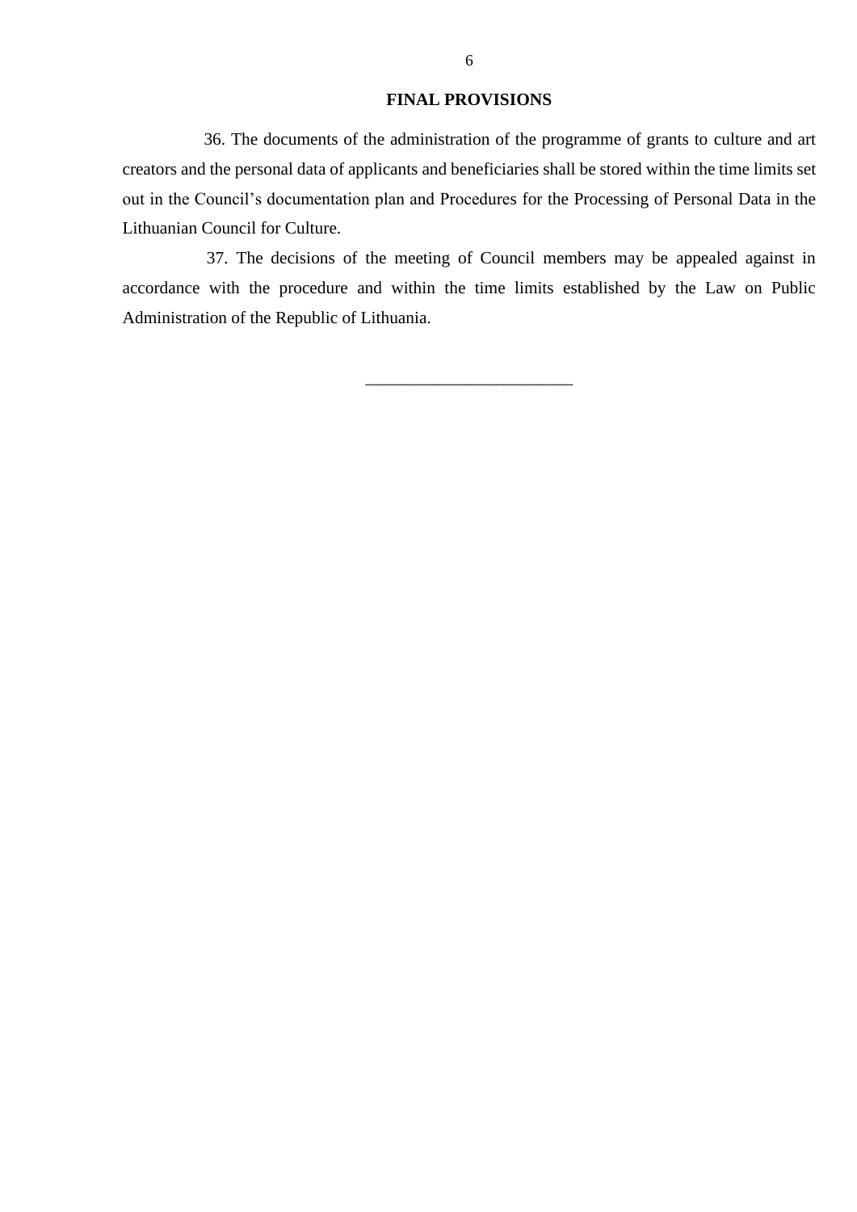## FINAL PROVISIONS

36. The documents of the administration of the programme of grants to culture and art creators and the personal data of applicants and beneficiaries shall be stored within the time limits set out in the Council's documentation plan and Procedures for the Processing of Personal Data in the Lithuanian Council for Culture.

37. The decisions of the meeting of Council members may be appealed against in accordance with the procedure and within the time limits established by the Law on Public Administration of the Republic of Lithuania.

\_\_\_\_\_\_\_\_\_\_\_\_\_\_\_\_\_\_\_\_\_\_\_\_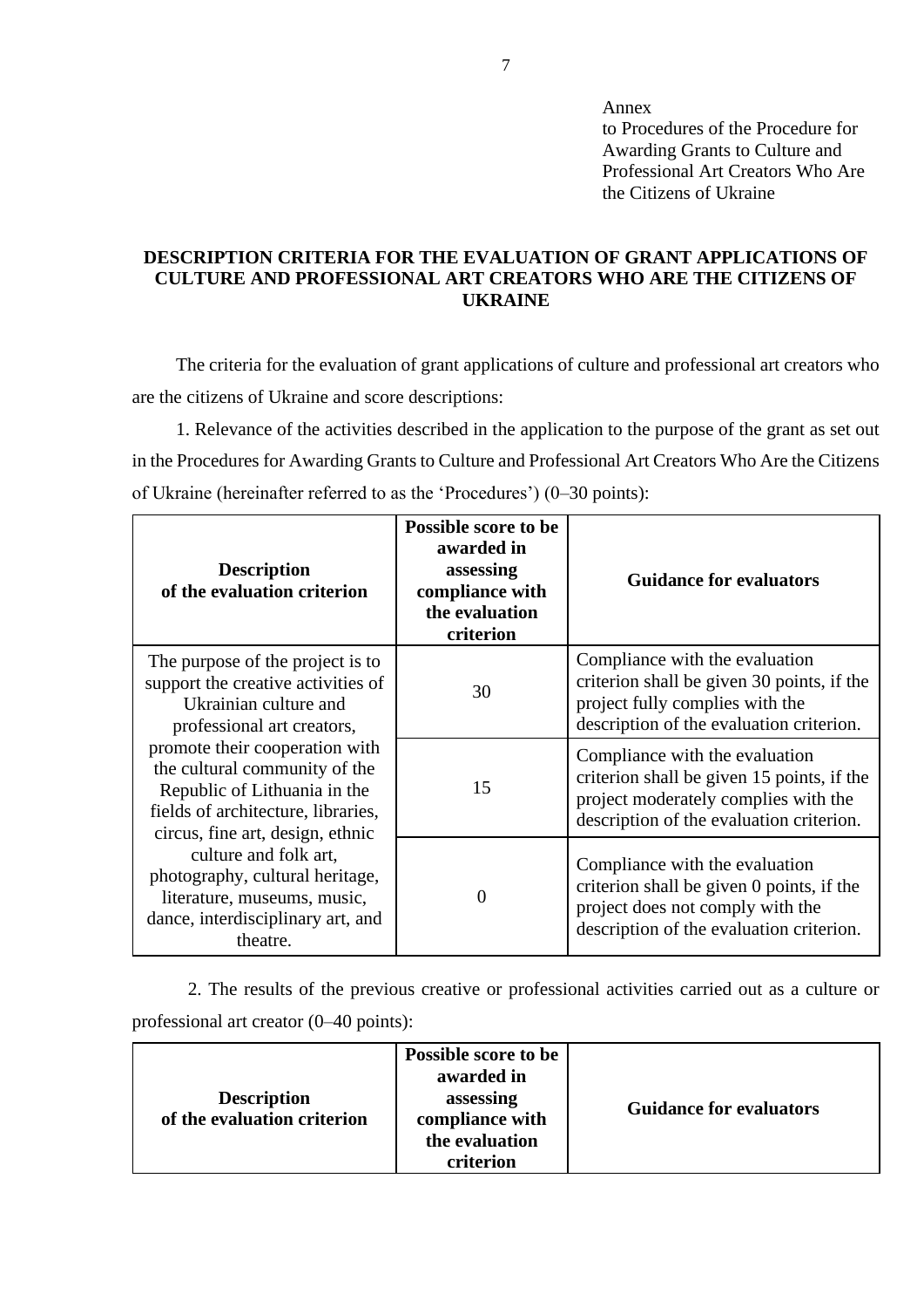Annex
to Procedures of the Procedure for Awarding Grants to Culture and Professional Art Creators Who Are the Citizens of Ukraine

**DESCRIPTION CRITERIA FOR THE EVALUATION OF GRANT APPLICATIONS OF CULTURE AND PROFESSIONAL ART CREATORS WHO ARE THE CITIZENS OF UKRAINE**

The criteria for the evaluation of grant applications of culture and professional art creators who are the citizens of Ukraine and score descriptions:

1. Relevance of the activities described in the application to the purpose of the grant as set out in the Procedures for Awarding Grants to Culture and Professional Art Creators Who Are the Citizens of Ukraine (hereinafter referred to as the 'Procedures') (0–30 points):

| **Description of the evaluation criterion** | **Possible score to be awarded in assessing compliance with the evaluation criterion** | **Guidance for evaluators** |
|---|---|---|
| The purpose of the project is to support the creative activities of Ukrainian culture and professional art creators, promote their cooperation with the cultural community of the Republic of Lithuania in the fields of architecture, libraries, circus, fine art, design, ethnic culture and folk art, photography, cultural heritage, literature, museums, music, dance, interdisciplinary art, and theatre. | 30 | Compliance with the evaluation criterion shall be given 30 points, if the project fully complies with the description of the evaluation criterion. |
| | 15 | Compliance with the evaluation criterion shall be given 15 points, if the project moderately complies with the description of the evaluation criterion. |
| | 0 | Compliance with the evaluation criterion shall be given 0 points, if the project does not comply with the description of the evaluation criterion. |

2. The results of the previous creative or professional activities carried out as a culture or professional art creator (0–40 points):

| **Description of the evaluation criterion** | **Possible score to be awarded in assessing compliance with the evaluation criterion** | **Guidance for evaluators** |
|---|---|---|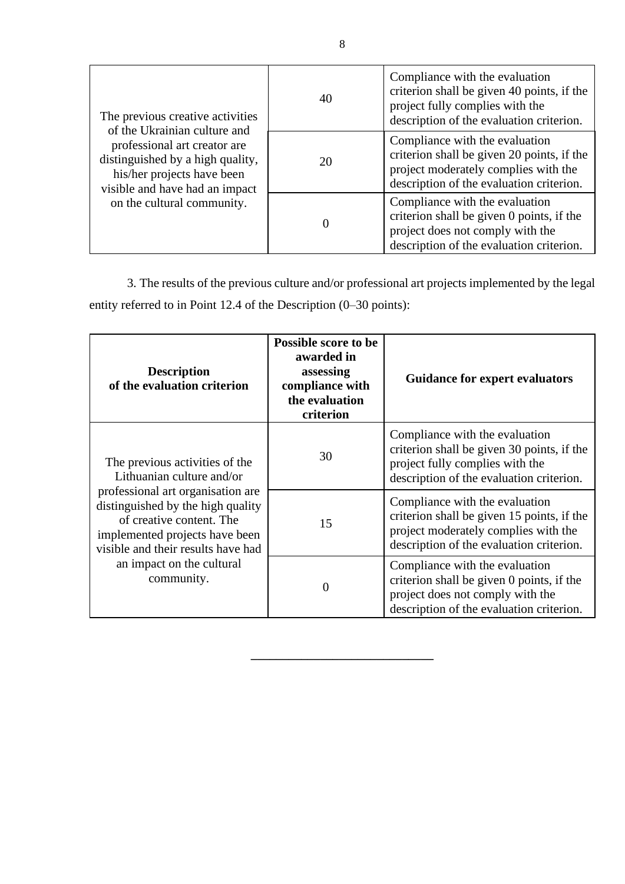| | | |
|---|---|---|
| The previous creative activities of the Ukrainian culture and professional art creator are distinguished by a high quality, his/her projects have been visible and have had an impact on the cultural community. | 40 | Compliance with the evaluation criterion shall be given 40 points, if the project fully complies with the description of the evaluation criterion. |
| | 20 | Compliance with the evaluation criterion shall be given 20 points, if the project moderately complies with the description of the evaluation criterion. |
| | 0 | Compliance with the evaluation criterion shall be given 0 points, if the project does not comply with the description of the evaluation criterion. |

3. The results of the previous culture and/or professional art projects implemented by the legal entity referred to in Point 12.4 of the Description (0–30 points):

| **Description of the evaluation criterion** | **Possible score to be awarded in assessing compliance with the evaluation criterion** | **Guidance for expert evaluators** |
|---|---|---|
| The previous activities of the Lithuanian culture and/or professional art organisation are distinguished by the high quality of creative content. The implemented projects have been visible and their results have had an impact on the cultural community. | 30 | Compliance with the evaluation criterion shall be given 30 points, if the project fully complies with the description of the evaluation criterion. |
| | 15 | Compliance with the evaluation criterion shall be given 15 points, if the project moderately complies with the description of the evaluation criterion. |
| | 0 | Compliance with the evaluation criterion shall be given 0 points, if the project does not comply with the description of the evaluation criterion. |

\_\_\_\_\_\_\_\_\_\_\_\_\_\_\_\_\_\_\_\_\_\_\_\_\_\_\_\_